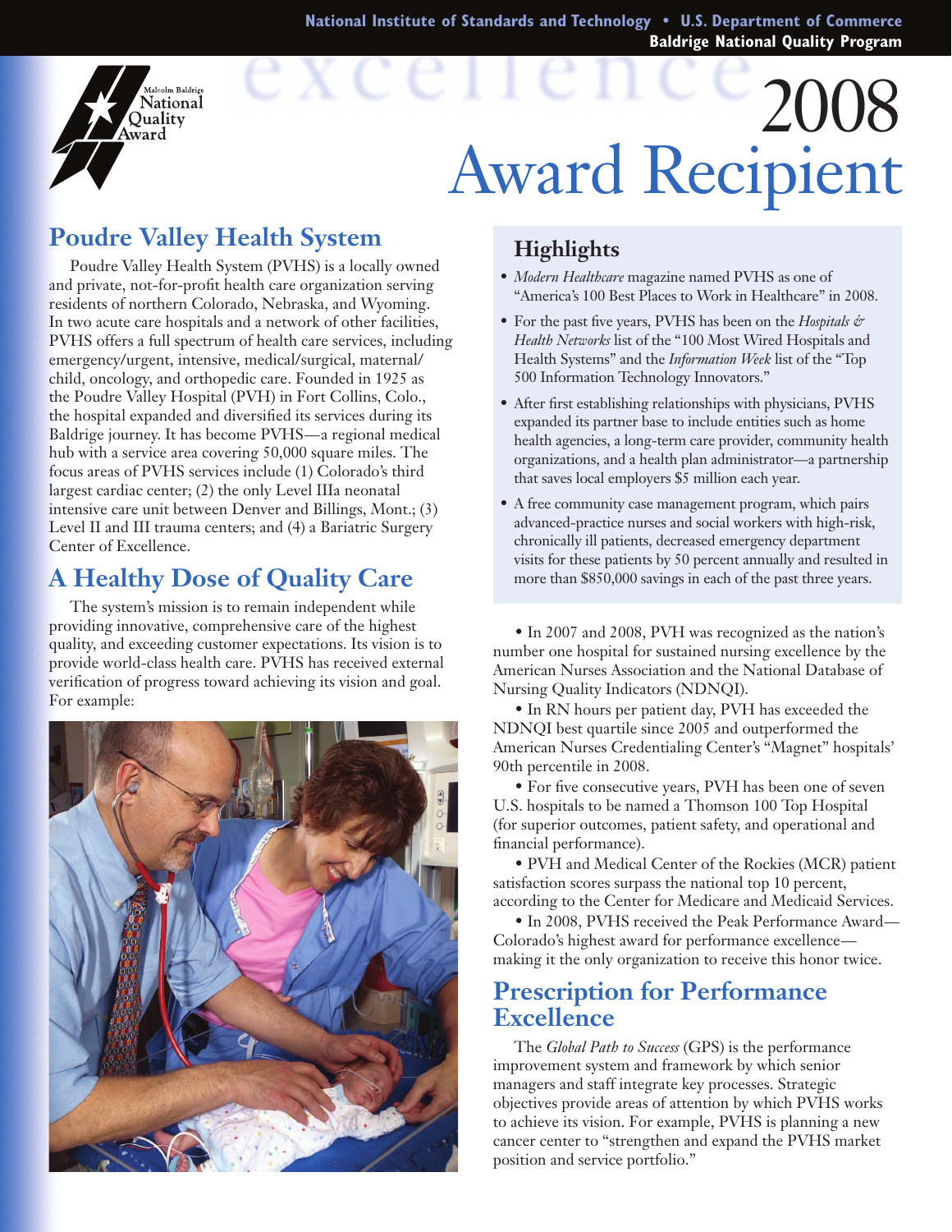National Institute of Standards and Technology • U.S. Department of Commerce
Baldrige National Quality Program

Malcolm Baldrige National Quality Award

# 2008 Award Recipient

## Poudre Valley Health System

Poudre Valley Health System (PVHS) is a locally owned and private, not-for-profit health care organization serving residents of northern Colorado, Nebraska, and Wyoming. In two acute care hospitals and a network of other facilities, PVHS offers a full spectrum of health care services, including emergency/urgent, intensive, medical/surgical, maternal/child, oncology, and orthopedic care. Founded in 1925 as the Poudre Valley Hospital (PVH) in Fort Collins, Colo., the hospital expanded and diversified its services during its Baldrige journey. It has become PVHS—a regional medical hub with a service area covering 50,000 square miles. The focus areas of PVHS services include (1) Colorado's third largest cardiac center; (2) the only Level IIIa neonatal intensive care unit between Denver and Billings, Mont.; (3) Level II and III trauma centers; and (4) a Bariatric Surgery Center of Excellence.

## A Healthy Dose of Quality Care

The system's mission is to remain independent while providing innovative, comprehensive care of the highest quality, and exceeding customer expectations. Its vision is to provide world-class health care. PVHS has received external verification of progress toward achieving its vision and goal. For example:

- In 2007 and 2008, PVH was recognized as the nation's number one hospital for sustained nursing excellence by the American Nurses Association and the National Database of Nursing Quality Indicators (NDNQI).
- In RN hours per patient day, PVH has exceeded the NDNQI best quartile since 2005 and outperformed the American Nurses Credentialing Center's "Magnet" hospitals' 90th percentile in 2008.
- For five consecutive years, PVH has been one of seven U.S. hospitals to be named a Thomson 100 Top Hospital (for superior outcomes, patient safety, and operational and financial performance).
- PVH and Medical Center of the Rockies (MCR) patient satisfaction scores surpass the national top 10 percent, according to the Center for Medicare and Medicaid Services.
- In 2008, PVHS received the Peak Performance Award—Colorado's highest award for performance excellence—making it the only organization to receive this honor twice.

### Highlights

- *Modern Healthcare* magazine named PVHS as one of "America's 100 Best Places to Work in Healthcare" in 2008.
- For the past five years, PVHS has been on the *Hospitals & Health Networks* list of the "100 Most Wired Hospitals and Health Systems" and the *Information Week* list of the "Top 500 Information Technology Innovators."
- After first establishing relationships with physicians, PVHS expanded its partner base to include entities such as home health agencies, a long-term care provider, community health organizations, and a health plan administrator—a partnership that saves local employers $5 million each year.
- A free community case management program, which pairs advanced-practice nurses and social workers with high-risk, chronically ill patients, decreased emergency department visits for these patients by 50 percent annually and resulted in more than $850,000 savings in each of the past three years.

## Prescription for Performance Excellence

The *Global Path to Success* (GPS) is the performance improvement system and framework by which senior managers and staff integrate key processes. Strategic objectives provide areas of attention by which PVHS works to achieve its vision. For example, PVHS is planning a new cancer center to "strengthen and expand the PVHS market position and service portfolio."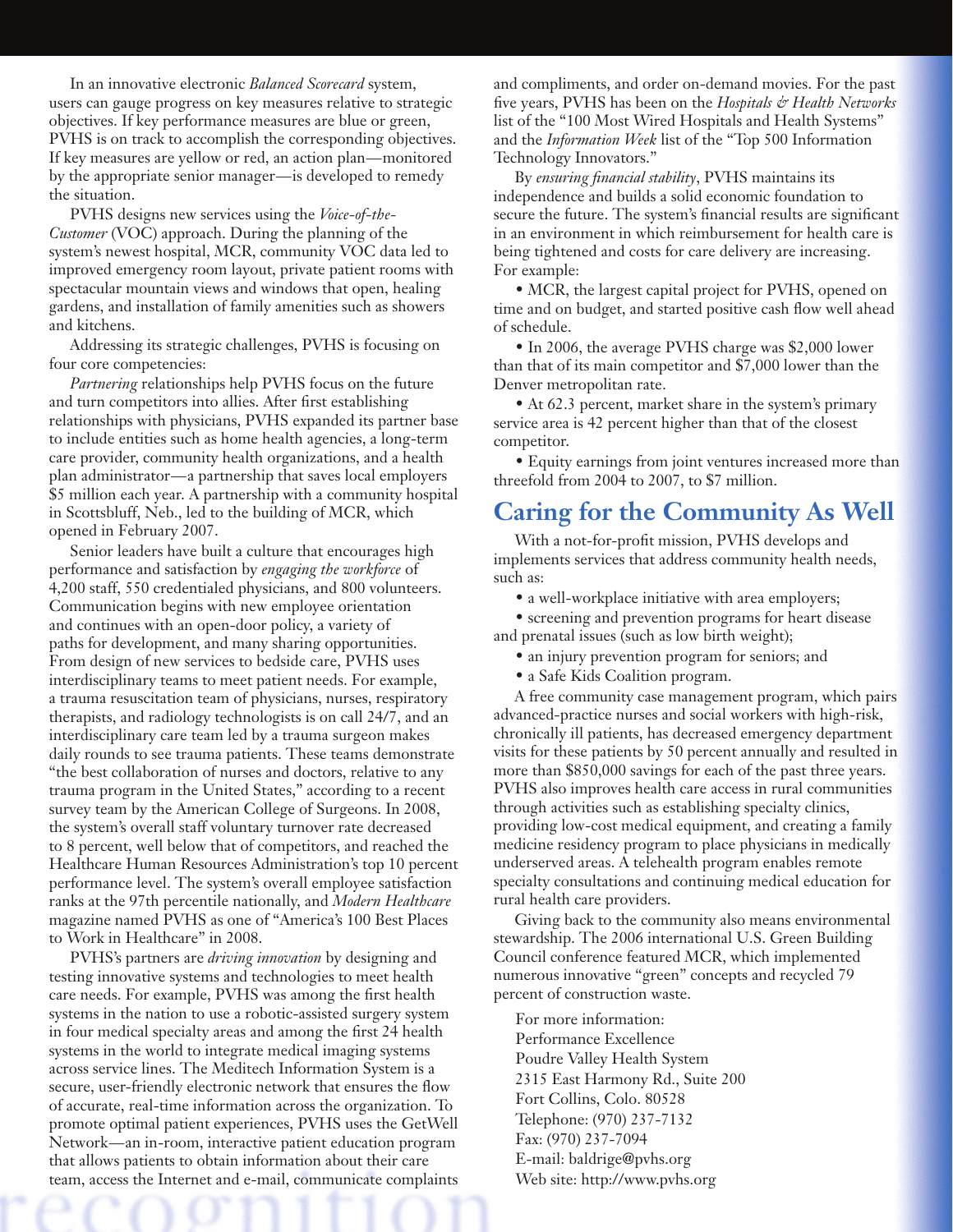In an innovative electronic *Balanced Scorecard* system, users can gauge progress on key measures relative to strategic objectives. If key performance measures are blue or green, PVHS is on track to accomplish the corresponding objectives. If key measures are yellow or red, an action plan—monitored by the appropriate senior manager—is developed to remedy the situation.

PVHS designs new services using the *Voice-of-the-Customer* (VOC) approach. During the planning of the system's newest hospital, MCR, community VOC data led to improved emergency room layout, private patient rooms with spectacular mountain views and windows that open, healing gardens, and installation of family amenities such as showers and kitchens.

Addressing its strategic challenges, PVHS is focusing on four core competencies:

*Partnering* relationships help PVHS focus on the future and turn competitors into allies. After first establishing relationships with physicians, PVHS expanded its partner base to include entities such as home health agencies, a long-term care provider, community health organizations, and a health plan administrator—a partnership that saves local employers $5 million each year. A partnership with a community hospital in Scottsbluff, Neb., led to the building of MCR, which opened in February 2007.

Senior leaders have built a culture that encourages high performance and satisfaction by *engaging the workforce* of 4,200 staff, 550 credentialed physicians, and 800 volunteers. Communication begins with new employee orientation and continues with an open-door policy, a variety of paths for development, and many sharing opportunities. From design of new services to bedside care, PVHS uses interdisciplinary teams to meet patient needs. For example, a trauma resuscitation team of physicians, nurses, respiratory therapists, and radiology technologists is on call 24/7, and an interdisciplinary care team led by a trauma surgeon makes daily rounds to see trauma patients. These teams demonstrate "the best collaboration of nurses and doctors, relative to any trauma program in the United States," according to a recent survey team by the American College of Surgeons. In 2008, the system's overall staff voluntary turnover rate decreased to 8 percent, well below that of competitors, and reached the Healthcare Human Resources Administration's top 10 percent performance level. The system's overall employee satisfaction ranks at the 97th percentile nationally, and *Modern Healthcare* magazine named PVHS as one of "America's 100 Best Places to Work in Healthcare" in 2008.

PVHS's partners are *driving innovation* by designing and testing innovative systems and technologies to meet health care needs. For example, PVHS was among the first health systems in the nation to use a robotic-assisted surgery system in four medical specialty areas and among the first 24 health systems in the world to integrate medical imaging systems across service lines. The Meditech Information System is a secure, user-friendly electronic network that ensures the flow of accurate, real-time information across the organization. To promote optimal patient experiences, PVHS uses the GetWell Network—an in-room, interactive patient education program that allows patients to obtain information about their care team, access the Internet and e-mail, communicate complaints and compliments, and order on-demand movies. For the past five years, PVHS has been on the *Hospitals & Health Networks* list of the "100 Most Wired Hospitals and Health Systems" and the *Information Week* list of the "Top 500 Information Technology Innovators."

By *ensuring financial stability*, PVHS maintains its independence and builds a solid economic foundation to secure the future. The system's financial results are significant in an environment in which reimbursement for health care is being tightened and costs for care delivery are increasing. For example:

- MCR, the largest capital project for PVHS, opened on time and on budget, and started positive cash flow well ahead of schedule.
- In 2006, the average PVHS charge was $2,000 lower than that of its main competitor and $7,000 lower than the Denver metropolitan rate.
- At 62.3 percent, market share in the system's primary service area is 42 percent higher than that of the closest competitor.
- Equity earnings from joint ventures increased more than threefold from 2004 to 2007, to $7 million.

## Caring for the Community As Well

With a not-for-profit mission, PVHS develops and implements services that address community health needs, such as:

- a well-workplace initiative with area employers;
- screening and prevention programs for heart disease and prenatal issues (such as low birth weight);
- an injury prevention program for seniors; and
- a Safe Kids Coalition program.

A free community case management program, which pairs advanced-practice nurses and social workers with high-risk, chronically ill patients, has decreased emergency department visits for these patients by 50 percent annually and resulted in more than $850,000 savings for each of the past three years. PVHS also improves health care access in rural communities through activities such as establishing specialty clinics, providing low-cost medical equipment, and creating a family medicine residency program to place physicians in medically underserved areas. A telehealth program enables remote specialty consultations and continuing medical education for rural health care providers.

Giving back to the community also means environmental stewardship. The 2006 international U.S. Green Building Council conference featured MCR, which implemented numerous innovative "green" concepts and recycled 79 percent of construction waste.

For more information:
Performance Excellence
Poudre Valley Health System
2315 East Harmony Rd., Suite 200
Fort Collins, Colo. 80528
Telephone: (970) 237-7132
Fax: (970) 237-7094
E-mail: baldrige@pvhs.org
Web site: http://www.pvhs.org